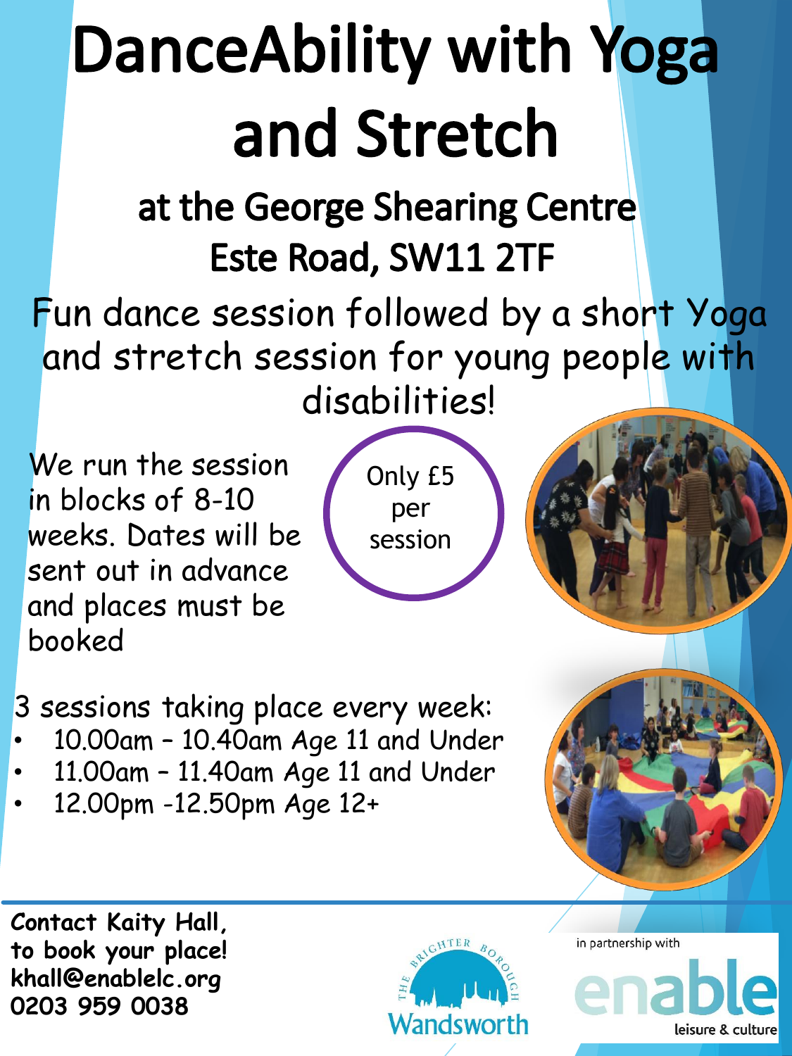# DanceAbility with Yoga and Stretch

## at the George Shearing Centre Este Road, SW11 2TF

Fun dance session followed by a short Yoga and stretch session for young people with disabilities!

We run the session in blocks of 8-10 weeks. Dates will be sent out in advance and places must be booked

Only £5 per session

3 sessions taking place every week:

- 10.00am – 10.40am Age 11 and Under
- 11.00am – 11.40am Age 11 and Under
- 12.00pm -12.50pm Age 12+

**Contact Kaity Hall, to book your place!**
**khall@enablelc.org**
**0203 959 0038**

The Brighter Borough Wandsworth

in partnership with enable leisure & culture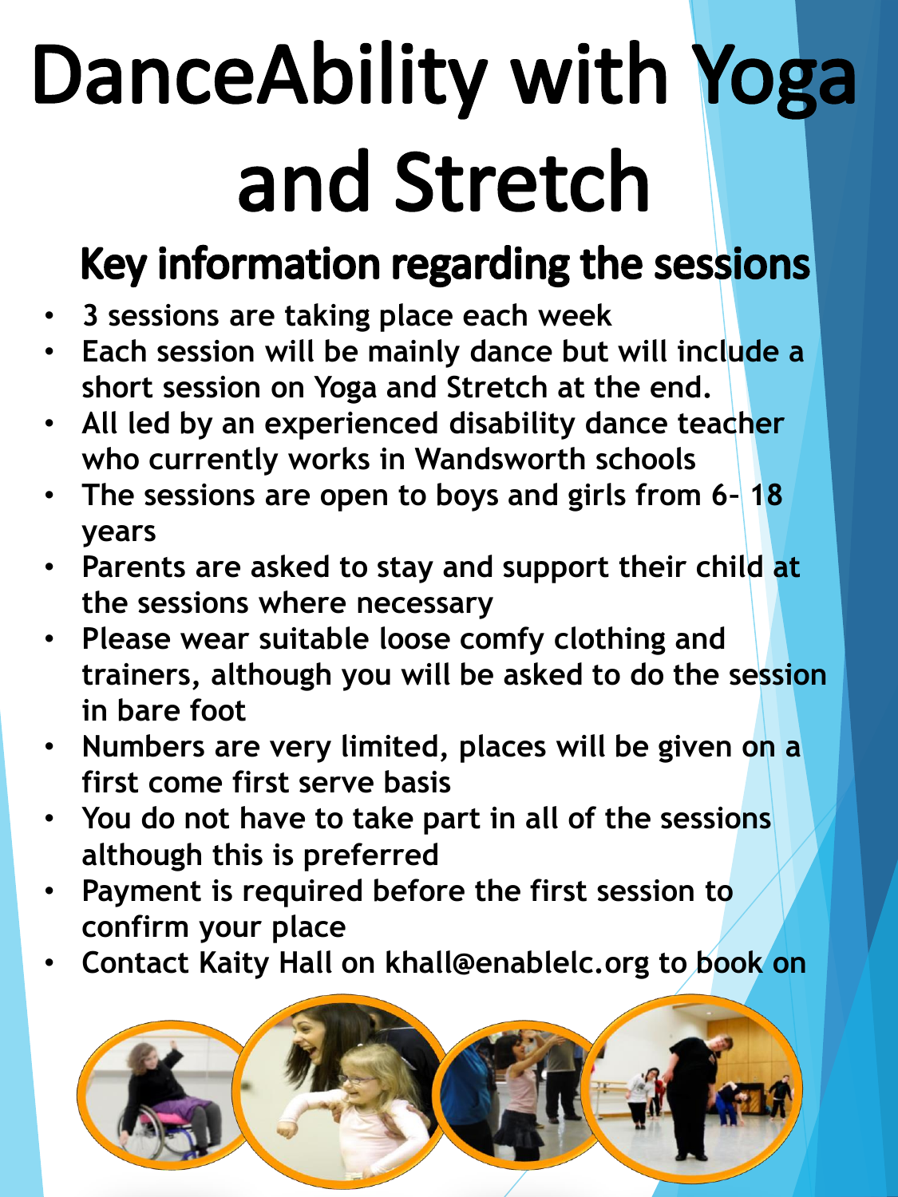# DanceAbility with Yoga and Stretch

## Key information regarding the sessions

- 3 sessions are taking place each week
- Each session will be mainly dance but will include a short session on Yoga and Stretch at the end.
- All led by an experienced disability dance teacher who currently works in Wandsworth schools
- The sessions are open to boys and girls from 6- 18 years
- Parents are asked to stay and support their child at the sessions where necessary
- Please wear suitable loose comfy clothing and trainers, although you will be asked to do the session in bare foot
- Numbers are very limited, places will be given on a first come first serve basis
- You do not have to take part in all of the sessions although this is preferred
- Payment is required before the first session to confirm your place
- Contact Kaity Hall on khall@enablelc.org to book on